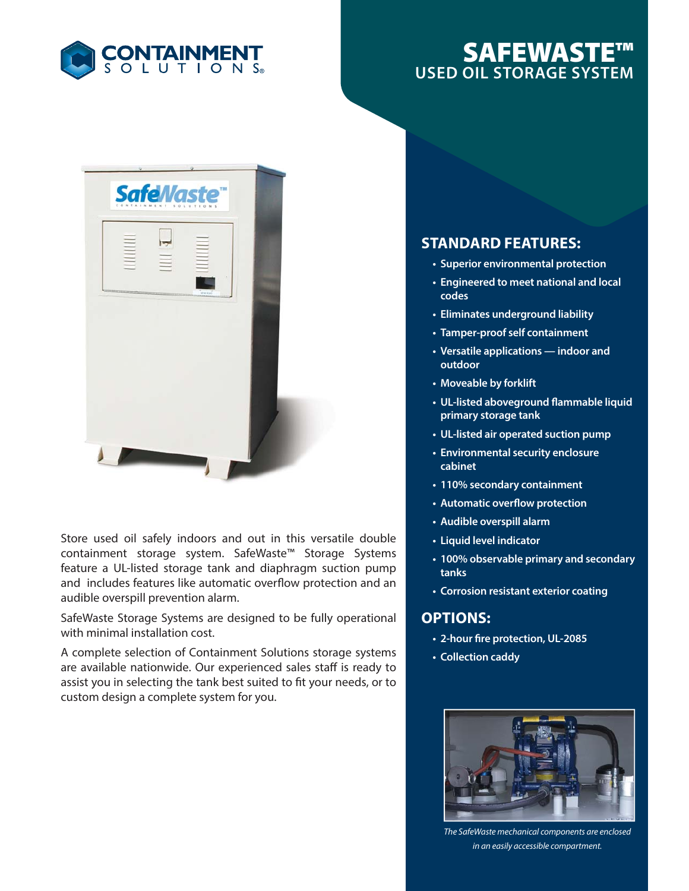CONTAINMENT SOLUTIONS®

# SAFEWASTE™ USED OIL STORAGE SYSTEM

Store used oil safely indoors and out in this versatile double containment storage system. SafeWaste™ Storage Systems feature a UL-listed storage tank and diaphragm suction pump and includes features like automatic overflow protection and an audible overspill prevention alarm.

SafeWaste Storage Systems are designed to be fully operational with minimal installation cost.

A complete selection of Containment Solutions storage systems are available nationwide. Our experienced sales staff is ready to assist you in selecting the tank best suited to fit your needs, or to custom design a complete system for you.

## STANDARD FEATURES:

- Superior environmental protection
- Engineered to meet national and local codes
- Eliminates underground liability
- Tamper-proof self containment
- Versatile applications — indoor and outdoor
- Moveable by forklift
- UL-listed aboveground flammable liquid primary storage tank
- UL-listed air operated suction pump
- Environmental security enclosure cabinet
- 110% secondary containment
- Automatic overflow protection
- Audible overspill alarm
- Liquid level indicator
- 100% observable primary and secondary tanks
- Corrosion resistant exterior coating

## OPTIONS:

- 2-hour fire protection, UL-2085
- Collection caddy

*The SafeWaste mechanical components are enclosed in an easily accessible compartment.*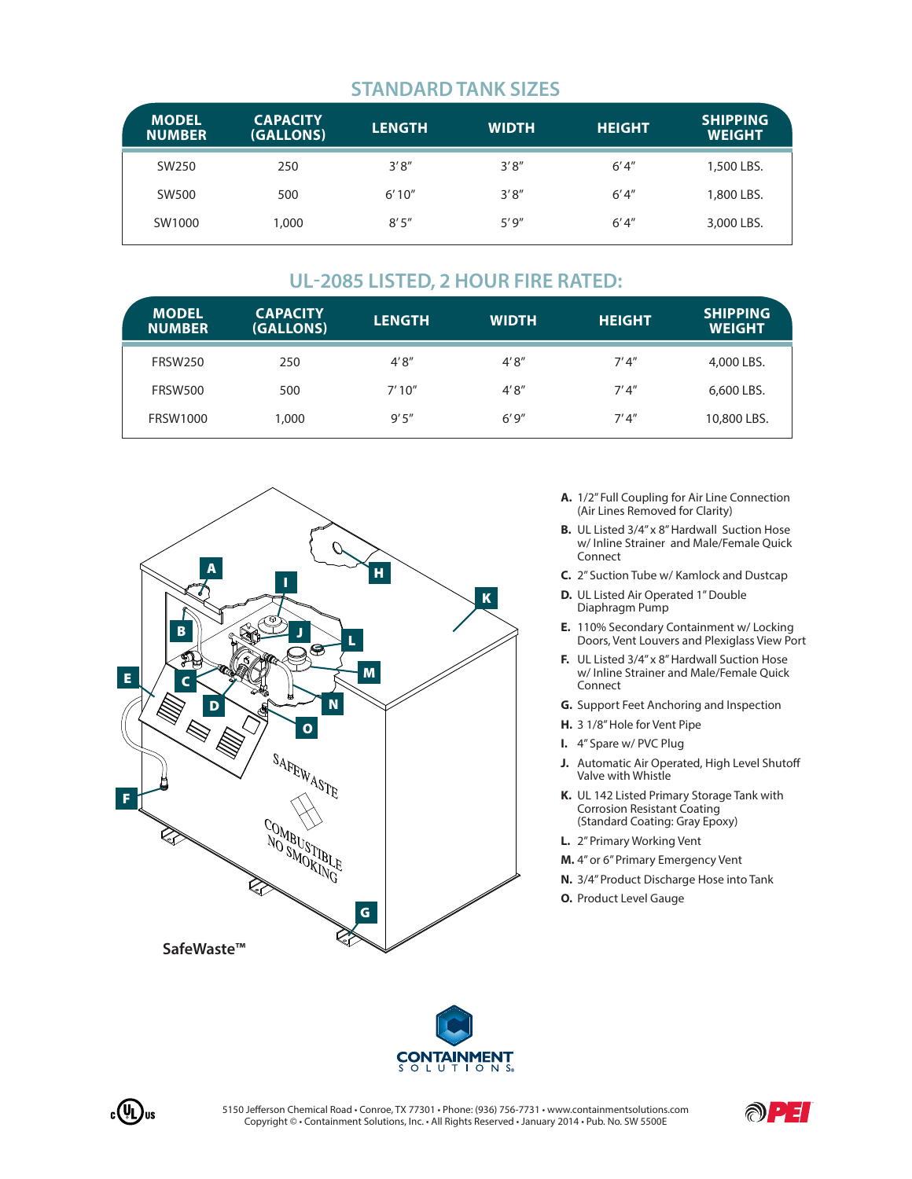## STANDARD TANK SIZES

| MODEL NUMBER | CAPACITY (GALLONS) | LENGTH | WIDTH | HEIGHT | SHIPPING WEIGHT |
|---|---|---|---|---|---|
| SW250 | 250 | 3′8″ | 3′8″ | 6′4″ | 1,500 LBS. |
| SW500 | 500 | 6′10″ | 3′8″ | 6′4″ | 1,800 LBS. |
| SW1000 | 1,000 | 8′5″ | 5′9″ | 6′4″ | 3,000 LBS. |

## UL-2085 LISTED, 2 HOUR FIRE RATED:

| MODEL NUMBER | CAPACITY (GALLONS) | LENGTH | WIDTH | HEIGHT | SHIPPING WEIGHT |
|---|---|---|---|---|---|
| FRSW250 | 250 | 4′8″ | 4′8″ | 7′4″ | 4,000 LBS. |
| FRSW500 | 500 | 7′10″ | 4′8″ | 7′4″ | 6,600 LBS. |
| FRSW1000 | 1,000 | 9′5″ | 6′9″ | 7′4″ | 10,800 LBS. |

A
I
H
K
B
J
L
E
C
M
D
N
O
SAFEWASTE
F
COMBUSTIBLE
NO SMOKING
G

SafeWaste™

- **A.** 1/2″ Full Coupling for Air Line Connection (Air Lines Removed for Clarity)
- **B.** UL Listed 3/4″ x 8″ Hardwall Suction Hose w/ Inline Strainer and Male/Female Quick Connect
- **C.** 2″ Suction Tube w/ Kamlock and Dustcap
- **D.** UL Listed Air Operated 1″ Double Diaphragm Pump
- **E.** 110% Secondary Containment w/ Locking Doors, Vent Louvers and Plexiglass View Port
- **F.** UL Listed 3/4″ x 8″ Hardwall Suction Hose w/ Inline Strainer and Male/Female Quick Connect
- **G.** Support Feet Anchoring and Inspection
- **H.** 3 1/8″ Hole for Vent Pipe
- **I.** 4″ Spare w/ PVC Plug
- **J.** Automatic Air Operated, High Level Shutoff Valve with Whistle
- **K.** UL 142 Listed Primary Storage Tank with Corrosion Resistant Coating (Standard Coating: Gray Epoxy)
- **L.** 2″ Primary Working Vent
- **M.** 4″ or 6″ Primary Emergency Vent
- **N.** 3/4″ Product Discharge Hose into Tank
- **O.** Product Level Gauge

CONTAINMENT SOLUTIONS

5150 Jefferson Chemical Road • Conroe, TX 77301 • Phone: (936) 756-7731 • www.containmentsolutions.com
Copyright © • Containment Solutions, Inc. • All Rights Reserved • January 2014 • Pub. No. SW 5500E